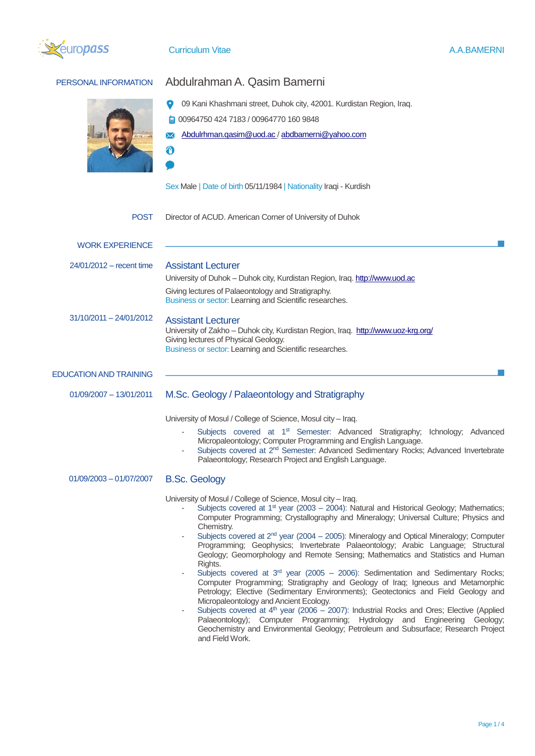# Curriculum Vitae

## PERSONAL INFORMATION

**Abdulrahman A. Qasim Bamerni**

09 Kani Khashmani street, Duhok city, 42001. Kurdistan Region, Iraq.

00964750 424 7183 / 00964770 160 9848

Abdulrhman.qasim@uod.ac / abdbamerni@yahoo.com

Sex Male | Date of birth 05/11/1984 | Nationality Iraqi - Kurdish

**POST** Director of ACUD. American Corner of University of Duhok

## WORK EXPERIENCE

**24/01/2012 – recent time**

### Assistant Lecturer

University of Duhok – Duhok city, Kurdistan Region, Iraq. http://www.uod.ac

Giving lectures of Palaeontology and Stratigraphy.
Business or sector: Learning and Scientific researches.

**31/10/2011 – 24/01/2012**

### Assistant Lecturer

University of Zakho – Duhok city, Kurdistan Region, Iraq. http://www.uoz-krg.org/
Giving lectures of Physical Geology.
Business or sector: Learning and Scientific researches.

## EDUCATION AND TRAINING

**01/09/2007 – 13/01/2011**

### M.Sc. Geology / Palaeontology and Stratigraphy

University of Mosul / College of Science, Mosul city – Iraq.

- Subjects covered at 1st Semester: Advanced Stratigraphy; Ichnology; Advanced Micropalaeontology; Computer Programming and English Language.
- Subjects covered at 2nd Semester: Advanced Sedimentary Rocks; Advanced Invertebrate Palaeontology; Research Project and English Language.

**01/09/2003 – 01/07/2007**

### B.Sc. Geology

University of Mosul / College of Science, Mosul city – Iraq.

- Subjects covered at 1st year (2003 – 2004): Natural and Historical Geology; Mathematics; Computer Programming; Crystallography and Mineralogy; Universal Culture; Physics and Chemistry.
- Subjects covered at 2nd year (2004 – 2005): Mineralogy and Optical Mineralogy; Computer Programming; Geophysics; Invertebrate Palaeontology; Arabic Language; Structural Geology; Geomorphology and Remote Sensing; Mathematics and Statistics and Human Rights.
- Subjects covered at 3rd year (2005 – 2006): Sedimentation and Sedimentary Rocks; Computer Programming; Stratigraphy and Geology of Iraq; Igneous and Metamorphic Petrology; Elective (Sedimentary Environments); Geotectonics and Field Geology and Micropalaeontology and Ancient Ecology.
- Subjects covered at 4th year (2006 – 2007): Industrial Rocks and Ores; Elective (Applied Palaeontology); Computer Programming; Hydrology and Engineering Geology; Geochemistry and Environmental Geology; Petroleum and Subsurface; Research Project and Field Work.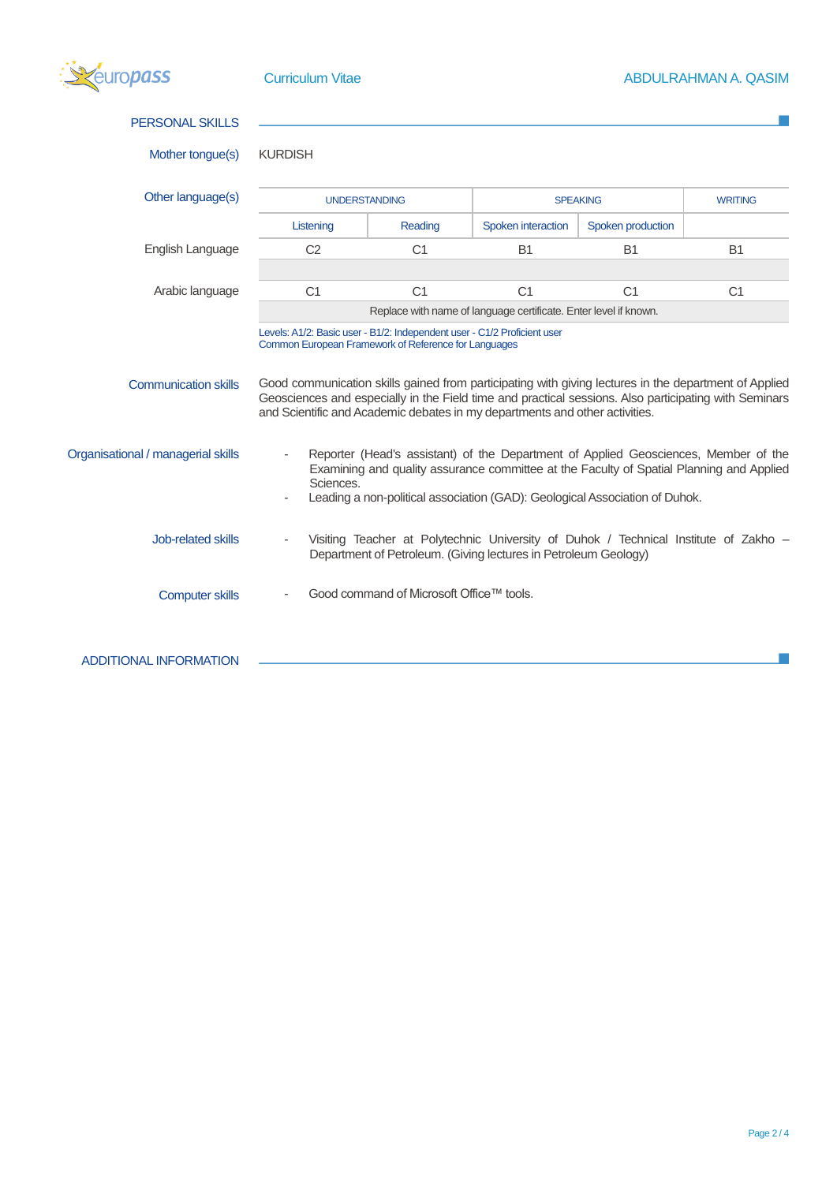## PERSONAL SKILLS

**Mother tongue(s)** KURDISH

**Other language(s)**

| | UNDERSTANDING | | SPEAKING | | WRITING |
|---|---|---|---|---|---|
| | Listening | Reading | Spoken interaction | Spoken production | |
| English Language | C2 | C1 | B1 | B1 | B1 |
| | | | | | |
| Arabic language | C1 | C1 | C1 | C1 | C1 |
| | Replace with name of language certificate. Enter level if known. | | | | |

Levels: A1/2: Basic user - B1/2: Independent user - C1/2 Proficient user
Common European Framework of Reference for Languages

**Communication skills**

Good communication skills gained from participating with giving lectures in the department of Applied Geosciences and especially in the Field time and practical sessions. Also participating with Seminars and Scientific and Academic debates in my departments and other activities.

**Organisational / managerial skills**

- Reporter (Head's assistant) of the Department of Applied Geosciences, Member of the Examining and quality assurance committee at the Faculty of Spatial Planning and Applied Sciences.
- Leading a non-political association (GAD): Geological Association of Duhok.

**Job-related skills**

- Visiting Teacher at Polytechnic University of Duhok / Technical Institute of Zakho – Department of Petroleum. (Giving lectures in Petroleum Geology)

**Computer skills**

- Good command of Microsoft Office™ tools.

## ADDITIONAL INFORMATION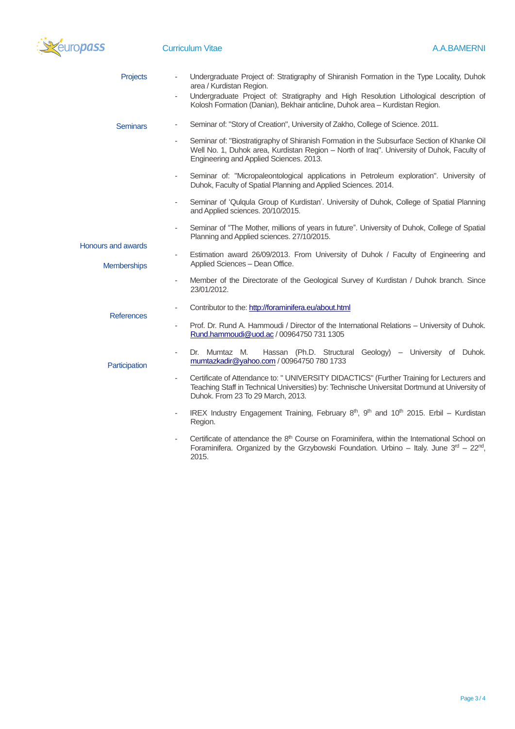## Projects

- Undergraduate Project of: Stratigraphy of Shiranish Formation in the Type Locality, Duhok area / Kurdistan Region.
- Undergraduate Project of: Stratigraphy and High Resolution Lithological description of Kolosh Formation (Danian), Bekhair anticline, Duhok area – Kurdistan Region.

## Seminars

- Seminar of: "Story of Creation", University of Zakho, College of Science. 2011.
- Seminar of: "Biostratigraphy of Shiranish Formation in the Subsurface Section of Khanke Oil Well No. 1, Duhok area, Kurdistan Region – North of Iraq". University of Duhok, Faculty of Engineering and Applied Sciences. 2013.
- Seminar of: "Micropaleontological applications in Petroleum exploration". University of Duhok, Faculty of Spatial Planning and Applied Sciences. 2014.
- Seminar of 'Qulqula Group of Kurdistan'. University of Duhok, College of Spatial Planning and Applied sciences. 20/10/2015.
- Seminar of "The Mother, millions of years in future". University of Duhok, College of Spatial Planning and Applied sciences. 27/10/2015.

## Honours and awards

- Estimation award 26/09/2013. From University of Duhok / Faculty of Engineering and Applied Sciences – Dean Office.

## Memberships

- Member of the Directorate of the Geological Survey of Kurdistan / Duhok branch. Since 23/01/2012.
- Contributor to the: http://foraminifera.eu/about.html

## References

- Prof. Dr. Rund A. Hammoudi / Director of the International Relations – University of Duhok. Rund.hammoudi@uod.ac / 00964750 731 1305
- Dr. Mumtaz M. Hassan (Ph.D. Structural Geology) – University of Duhok. mumtazkadir@yahoo.com / 00964750 780 1733

## Participation

- Certificate of Attendance to: " UNIVERSITY DIDACTICS" (Further Training for Lecturers and Teaching Staff in Technical Universities) by: Technische Universitat Dortmund at University of Duhok. From 23 To 29 March, 2013.
- IREX Industry Engagement Training, February 8th, 9th and 10th 2015. Erbil – Kurdistan Region.
- Certificate of attendance the 8th Course on Foraminifera, within the International School on Foraminifera. Organized by the Grzybowski Foundation. Urbino – Italy. June 3rd – 22nd, 2015.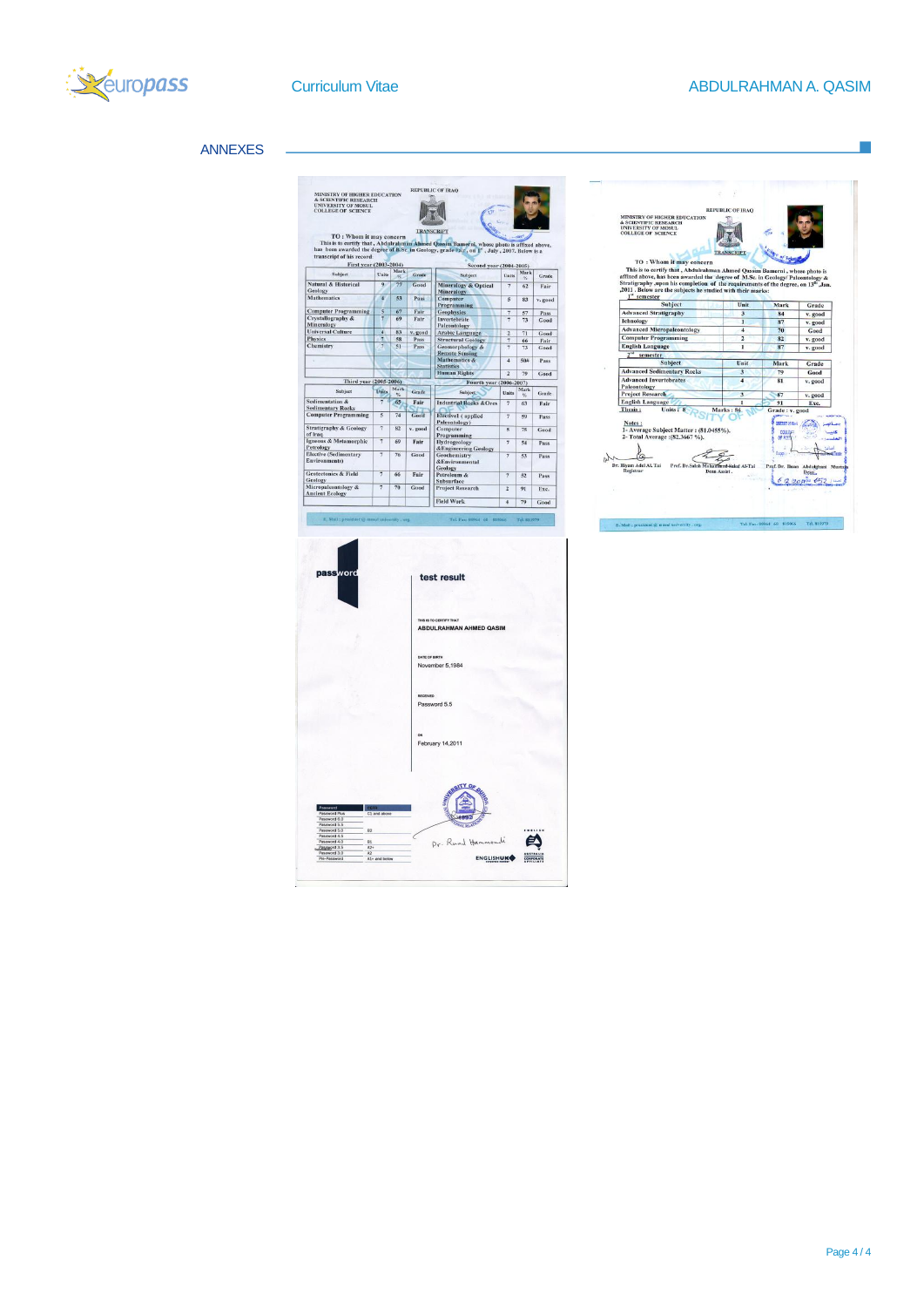## ANNEXES

MINISTRY OF HIGHER EDUCATION
& SCIENTIFIC RESEARCH
UNIVERSITY OF MOSUL
COLLEGE OF SCIENCE

REPUBLIC OF IRAQ

TRANSCRIPT

TO : Whom it may concern

This is to certify that , Abdulrahman Ahmed Qassim Bameni, whose photo is affixed above, has been awarded the degree of B.Sc. in Geology, grade ( ) on 1st , July , 2007. Below is a transcript of his record:

**First year (2003-2004)**

| Subject | Units | Mark % | Grade |
|---|---|---|---|
| Natural & Historical Geology | 9 | 77 | Good |
| Mathematics | 4 | 53 | Pass |
| Computer Programming | 5 | 67 | Fair |
| Crystallography & Mineralogy | 7 | 69 | Fair |
| Universal Culture | 4 | 83 | v. good |
| Physics | 7 | 58 | Pass |
| Chemistry | 7 | 51 | Pass |

**Second year (2004-2005)**

| Subject | Units | Mark % | Grade |
|---|---|---|---|
| Mineralogy & Optical Mineralogy | 7 | 62 | Fair |
| Computer Programming | 5 | 83 | v. good |
| Geophysics | 7 | 57 | Pass |
| Invertebrate Paleontology | 7 | 73 | Good |
| Arabic Language | 2 | 71 | Good |
| Structural Geology | 7 | 66 | Fair |
| Geomorphology & Remote Sensing | 7 | 73 | Good |
| Mathematics & Statistics | 4 | 50 | Pass |
| Human Rights | 2 | 79 | Good |

**Third year (2005-2006)**

| Subject | Units | Mark % | Grade |
|---|---|---|---|
| Sedimentation & Sedimentary Rocks | 7 | 65 | Fair |
| Computer Programming | 5 | 74 | Good |
| Stratigraphy & Geology of Iraq | 7 | 82 | v. good |
| Igneous & Metamorphic Petrology | 7 | 69 | Fair |
| Elective (Sedimentary Environments) | 7 | 70 | Good |
| Geotectonics & Field Geology | 7 | 66 | Fair |
| Micropaleontology & Ancient Ecology | 7 | 70 | Good |

**Fourth year (2006-2007)**

| Subject | Units | Mark % | Grade |
|---|---|---|---|
| Industrial Rocks & Ores | 7 | 63 | Fair |
| Elective ( applied Paleontology) | 7 | 59 | Pass |
| Computer Programming | 5 | 78 | Good |
| Hydrogeology & Engineering Geology | 7 | 54 | Pass |
| Geochemistry & Environmental Geology | 7 | 53 | Pass |
| Petroleum & Subsurface | 7 | 52 | Pass |
| Project Research | 2 | 91 | Exc. |
| Field Work | 4 | 79 | Good |

---

MINISTRY OF HIGHER EDUCATION
& SCIENTIFIC RESEARCH
UNIVERSITY OF MOSUL
COLLEGE OF SCIENCE

REPUBLIC OF IRAQ

TRANSCRIPT

TO : Whom it may concern

This is to certify that , Abdulrahman Ahmed Qassim Bameni , whose photo is affixed above, has been awarded the degree of M.Sc. in Geology/ Paleontology & Stratigraphy ,upon his completion of the requirements of the degree, on 13th Jan. ,2011 . Below are the subjects he studied with their marks:

1st semester

| Subject | Unit | Mark | Grade |
|---|---|---|---|
| Advanced Stratigraphy | 3 | 84 | v. good |
| Ichnology | 1 | 87 | v. good |
| Advanced Micropaleontology | 4 | 70 | Good |
| Computer Programming | 2 | 82 | v. good |
| English Language | 1 | 87 | v. good |

2nd semester

| Subject | Unit | Mark | Grade |
|---|---|---|---|
| Advanced Sedimentary Rocks | 3 | 79 | Good |
| Advanced Invertebrates Paleontology | 4 | 81 | v. good |
| Project Research | 3 | 87 | v. good |
| English Language | 1 | 91 | Exc. |
| Thesis : | Units : 8 | Marks : 86 | Grade : v. good |

Notes :
1- Average Subject Matter : (81.0455%).
2- Total Average :(82.3667 %).

Dr. Hiyam Adel Al-Tai, Registrar
Prof. Dr. Sabah Mohammed Sabah Al-Tai, Dean Assist.
Prof. Dr. Basan Abdulghani Mustafa, Dean

---

**password**

**test result**

THIS IS TO CERTIFY THAT
ABDULRAHMAN AHMED QASIM

DATE OF BIRTH
November 5,1984

RECEIVED
Password 5.5

ON
February 14,2011

| Password | CEFR |
|---|---|
| Password Plus | C1 and above |
| Password 6.0 | |
| Password 5.5 | |
| Password 5.0 | B2 |
| Password 4.5 | |
| Password 4.0 | B1 |
| Password 3.5 | A2+ |
| Password 3.0 | A2 |
| Pre-Password | A1 and below |

University of Duhok

ENGLISHUK